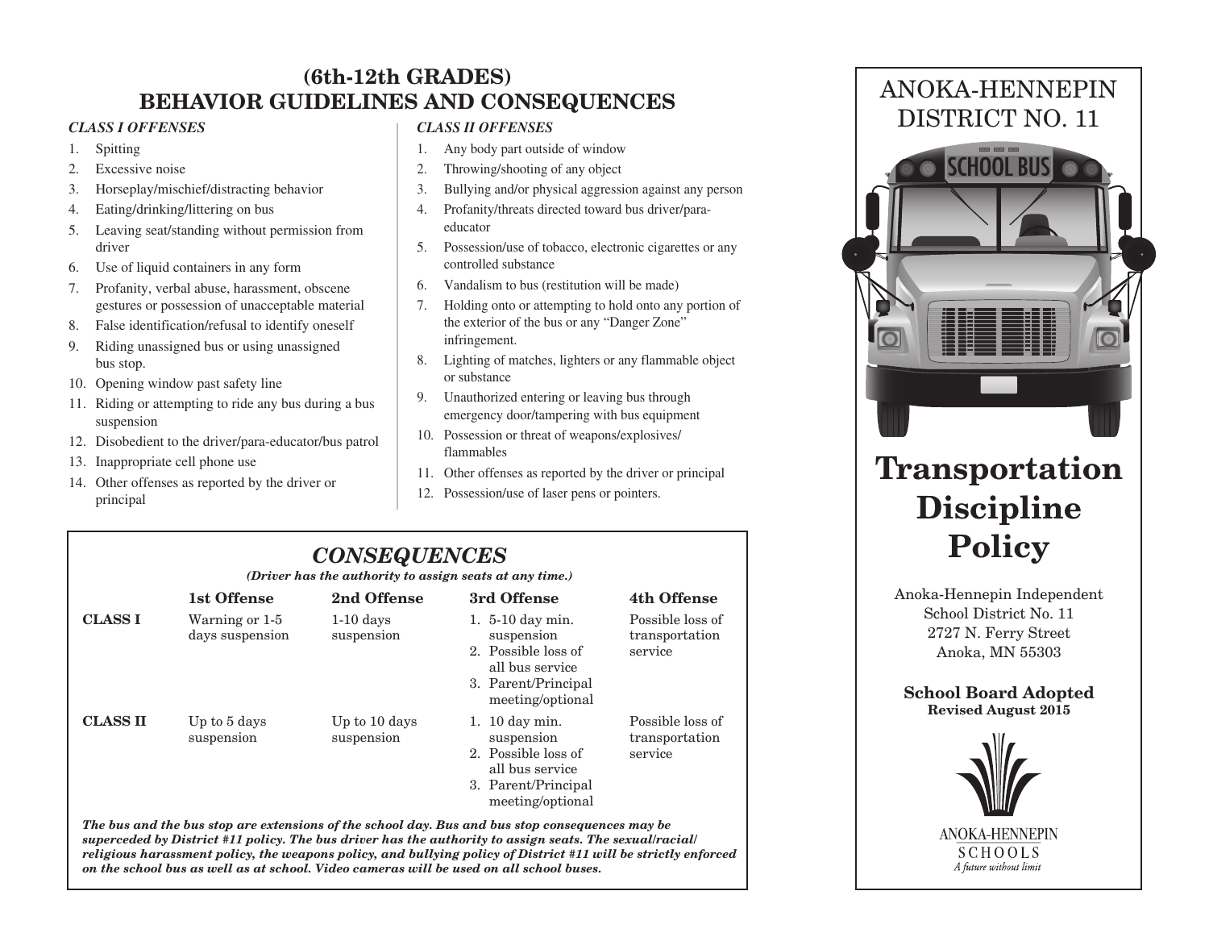# (6th-12th GRADES) BEHAVIOR GUIDELINES AND CONSEQUENCES

### *CLASS I OFFENSES*

1. Spitting
2. Excessive noise
3. Horseplay/mischief/distracting behavior
4. Eating/drinking/littering on bus
5. Leaving seat/standing without permission from driver
6. Use of liquid containers in any form
7. Profanity, verbal abuse, harassment, obscene gestures or possession of unacceptable material
8. False identification/refusal to identify oneself
9. Riding unassigned bus or using unassigned bus stop.
10. Opening window past safety line
11. Riding or attempting to ride any bus during a bus suspension
12. Disobedient to the driver/para-educator/bus patrol
13. Inappropriate cell phone use
14. Other offenses as reported by the driver or principal

### *CLASS II OFFENSES*

1. Any body part outside of window
2. Throwing/shooting of any object
3. Bullying and/or physical aggression against any person
4. Profanity/threats directed toward bus driver/para-educator
5. Possession/use of tobacco, electronic cigarettes or any controlled substance
6. Vandalism to bus (restitution will be made)
7. Holding onto or attempting to hold onto any portion of the exterior of the bus or any "Danger Zone" infringement.
8. Lighting of matches, lighters or any flammable object or substance
9. Unauthorized entering or leaving bus through emergency door/tampering with bus equipment
10. Possession or threat of weapons/explosives/ flammables
11. Other offenses as reported by the driver or principal
12. Possession/use of laser pens or pointers.

## *CONSEQUENCES*

***(Driver has the authority to assign seats at any time.)***

| | 1st Offense | 2nd Offense | 3rd Offense | 4th Offense |
|---|---|---|---|---|
| **CLASS I** | Warning or 1-5 days suspension | 1-10 days suspension | 1. 5-10 day min. suspension<br>2. Possible loss of all bus service<br>3. Parent/Principal meeting/optional | Possible loss of transportation service |
| **CLASS II** | Up to 5 days suspension | Up to 10 days suspension | 1. 10 day min. suspension<br>2. Possible loss of all bus service<br>3. Parent/Principal meeting/optional | Possible loss of transportation service |

***The bus and the bus stop are extensions of the school day. Bus and bus stop consequences may be superceded by District #11 policy. The bus driver has the authority to assign seats. The sexual/racial/religious harassment policy, the weapons policy, and bullying policy of District #11 will be strictly enforced on the school bus as well as at school. Video cameras will be used on all school buses.***

ANOKA-HENNEPIN DISTRICT NO. 11

# Transportation Discipline Policy

Anoka-Hennepin Independent School District No. 11
2727 N. Ferry Street
Anoka, MN 55303

**School Board Adopted**
**Revised August 2015**

ANOKA-HENNEPIN SCHOOLS
*A future without limit*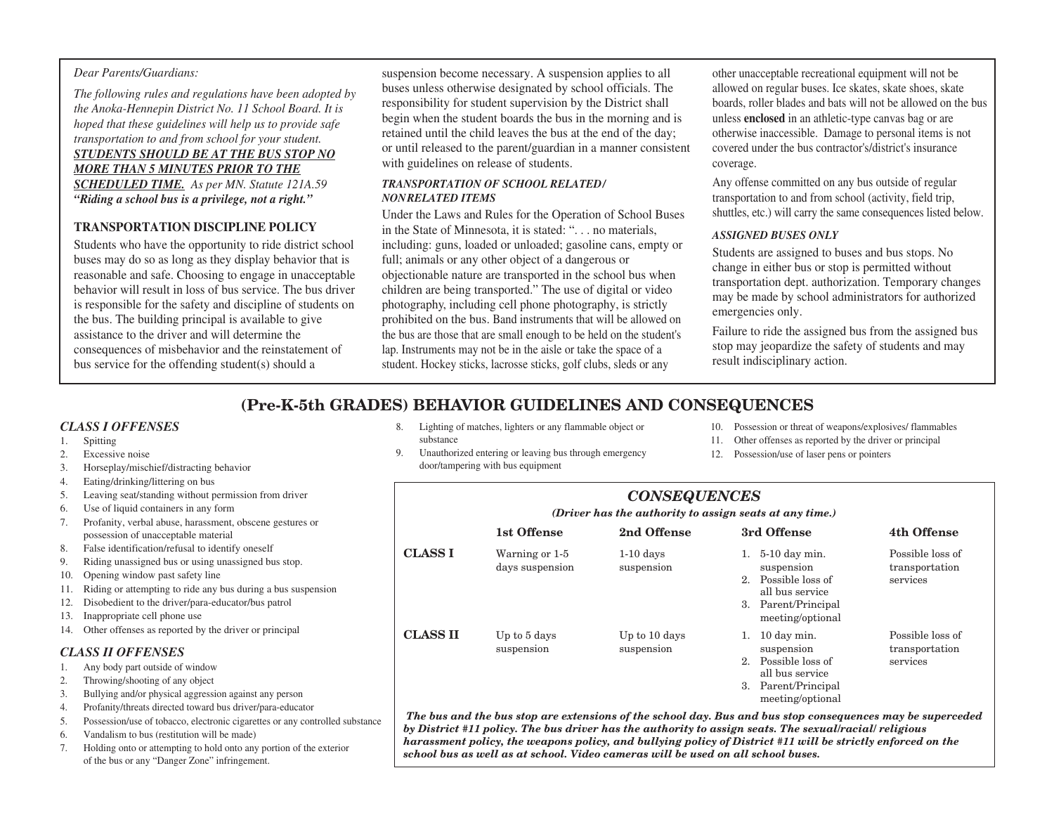*Dear Parents/Guardians:*

*The following rules and regulations have been adopted by the Anoka-Hennepin District No. 11 School Board. It is hoped that these guidelines will help us to provide safe transportation to and from school for your student.* ***STUDENTS SHOULD BE AT THE BUS STOP NO MORE THAN 5 MINUTES PRIOR TO THE SCHEDULED TIME.*** *As per MN. Statute 121A.59* ***"Riding a school bus is a privilege, not a right."***

### TRANSPORTATION DISCIPLINE POLICY

Students who have the opportunity to ride district school buses may do so as long as they display behavior that is reasonable and safe. Choosing to engage in unacceptable behavior will result in loss of bus service. The bus driver is responsible for the safety and discipline of students on the bus. The building principal is available to give assistance to the driver and will determine the consequences of misbehavior and the reinstatement of bus service for the offending student(s) should a suspension become necessary. A suspension applies to all buses unless otherwise designated by school officials. The responsibility for student supervision by the District shall begin when the student boards the bus in the morning and is retained until the child leaves the bus at the end of the day; or until released to the parent/guardian in a manner consistent with guidelines on release of students.

#### *TRANSPORTATION OF SCHOOL RELATED/ NONRELATED ITEMS*

Under the Laws and Rules for the Operation of School Buses in the State of Minnesota, it is stated: ". . . no materials, including: guns, loaded or unloaded; gasoline cans, empty or full; animals or any other object of a dangerous or objectionable nature are transported in the school bus when children are being transported." The use of digital or video photography, including cell phone photography, is strictly prohibited on the bus. Band instruments that will be allowed on the bus are those that are small enough to be held on the student's lap. Instruments may not be in the aisle or take the space of a student. Hockey sticks, lacrosse sticks, golf clubs, sleds or any other unacceptable recreational equipment will not be allowed on regular buses. Ice skates, skate shoes, skate boards, roller blades and bats will not be allowed on the bus unless **enclosed** in an athletic-type canvas bag or are otherwise inaccessible. Damage to personal items is not covered under the bus contractor's/district's insurance coverage.

Any offense committed on any bus outside of regular transportation to and from school (activity, field trip, shuttles, etc.) will carry the same consequences listed below.

#### *ASSIGNED BUSES ONLY*

Students are assigned to buses and bus stops. No change in either bus or stop is permitted without transportation dept. authorization. Temporary changes may be made by school administrators for authorized emergencies only.

Failure to ride the assigned bus from the assigned bus stop may jeopardize the safety of students and may result indisciplinary action.

## (Pre-K-5th GRADES) BEHAVIOR GUIDELINES AND CONSEQUENCES

### *CLASS I OFFENSES*

1. Spitting
2. Excessive noise
3. Horseplay/mischief/distracting behavior
4. Eating/drinking/littering on bus
5. Leaving seat/standing without permission from driver
6. Use of liquid containers in any form
7. Profanity, verbal abuse, harassment, obscene gestures or possession of unacceptable material
8. False identification/refusal to identify oneself
9. Riding unassigned bus or using unassigned bus stop.
10. Opening window past safety line
11. Riding or attempting to ride any bus during a bus suspension
12. Disobedient to the driver/para-educator/bus patrol
13. Inappropriate cell phone use
14. Other offenses as reported by the driver or principal

### *CLASS II OFFENSES*

1. Any body part outside of window
2. Throwing/shooting of any object
3. Bullying and/or physical aggression against any person
4. Profanity/threats directed toward bus driver/para-educator
5. Possession/use of tobacco, electronic cigarettes or any controlled substance
6. Vandalism to bus (restitution will be made)
7. Holding onto or attempting to hold onto any portion of the exterior of the bus or any "Danger Zone" infringement.
8. Lighting of matches, lighters or any flammable object or substance
9. Unauthorized entering or leaving bus through emergency door/tampering with bus equipment
10. Possession or threat of weapons/explosives/ flammables
11. Other offenses as reported by the driver or principal
12. Possession/use of laser pens or pointers

### *CONSEQUENCES*

***(Driver has the authority to assign seats at any time.)***

| | 1st Offense | 2nd Offense | 3rd Offense | 4th Offense |
|---|---|---|---|---|
| **CLASS I** | Warning or 1-5 days suspension | 1-10 days suspension | 1. 5-10 day min. suspension<br>2. Possible loss of all bus service<br>3. Parent/Principal meeting/optional | Possible loss of transportation services |
| **CLASS II** | Up to 5 days suspension | Up to 10 days suspension | 1. 10 day min. suspension<br>2. Possible loss of all bus service<br>3. Parent/Principal meeting/optional | Possible loss of transportation services |

***The bus and the bus stop are extensions of the school day. Bus and bus stop consequences may be superceded by District #11 policy. The bus driver has the authority to assign seats. The sexual/racial/ religious harassment policy, the weapons policy, and bullying policy of District #11 will be strictly enforced on the school bus as well as at school. Video cameras will be used on all school buses.***